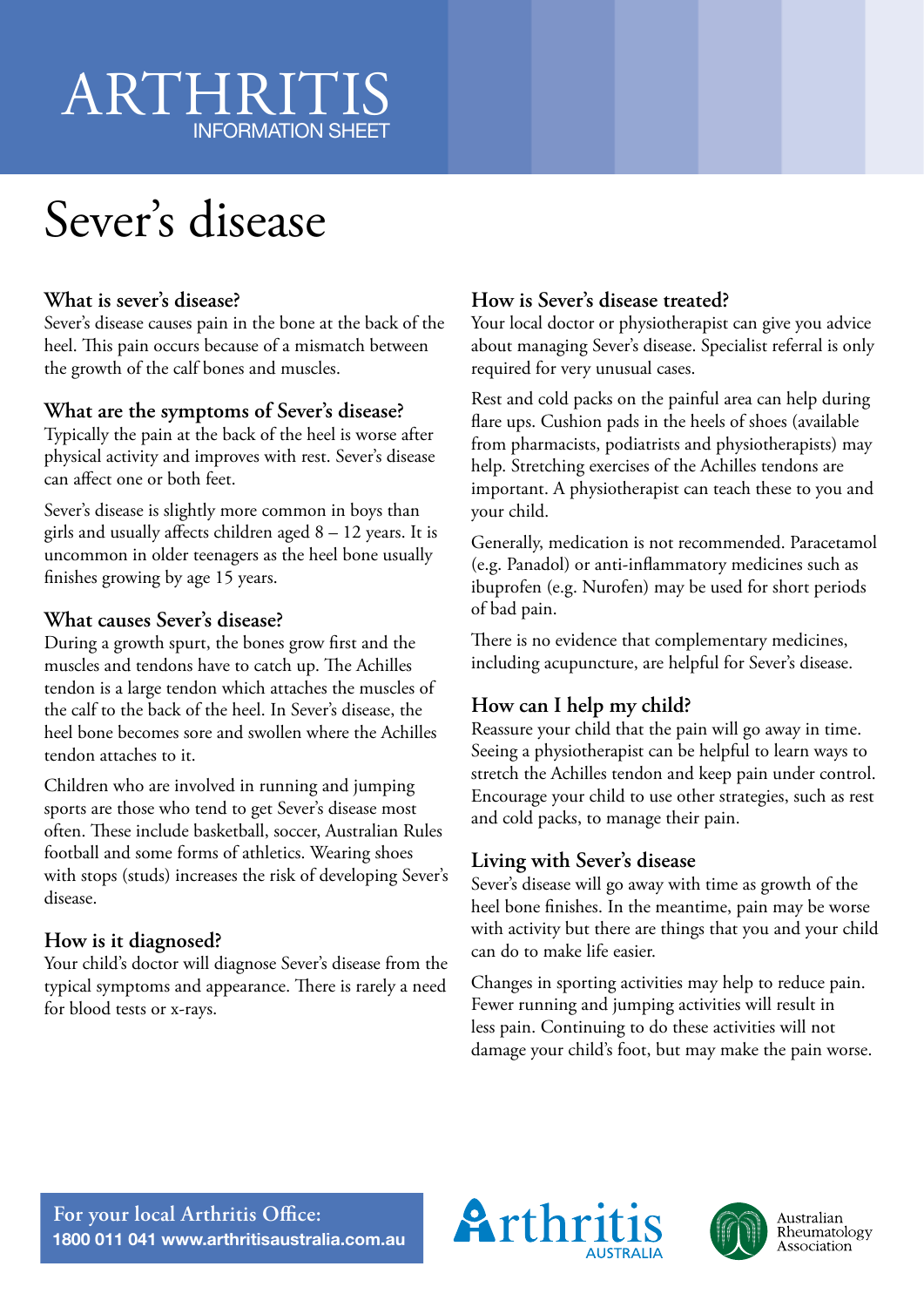# ARTHRITIS
INFORMATION SHEET

# Sever's disease

## What is sever's disease?

Sever's disease causes pain in the bone at the back of the heel. This pain occurs because of a mismatch between the growth of the calf bones and muscles.

## What are the symptoms of Sever's disease?

Typically the pain at the back of the heel is worse after physical activity and improves with rest. Sever's disease can affect one or both feet.

Sever's disease is slightly more common in boys than girls and usually affects children aged 8 – 12 years. It is uncommon in older teenagers as the heel bone usually finishes growing by age 15 years.

## What causes Sever's disease?

During a growth spurt, the bones grow first and the muscles and tendons have to catch up. The Achilles tendon is a large tendon which attaches the muscles of the calf to the back of the heel. In Sever's disease, the heel bone becomes sore and swollen where the Achilles tendon attaches to it.

Children who are involved in running and jumping sports are those who tend to get Sever's disease most often. These include basketball, soccer, Australian Rules football and some forms of athletics. Wearing shoes with stops (studs) increases the risk of developing Sever's disease.

## How is it diagnosed?

Your child's doctor will diagnose Sever's disease from the typical symptoms and appearance. There is rarely a need for blood tests or x-rays.

## How is Sever's disease treated?

Your local doctor or physiotherapist can give you advice about managing Sever's disease. Specialist referral is only required for very unusual cases.

Rest and cold packs on the painful area can help during flare ups. Cushion pads in the heels of shoes (available from pharmacists, podiatrists and physiotherapists) may help. Stretching exercises of the Achilles tendons are important. A physiotherapist can teach these to you and your child.

Generally, medication is not recommended. Paracetamol (e.g. Panadol) or anti-inflammatory medicines such as ibuprofen (e.g. Nurofen) may be used for short periods of bad pain.

There is no evidence that complementary medicines, including acupuncture, are helpful for Sever's disease.

## How can I help my child?

Reassure your child that the pain will go away in time. Seeing a physiotherapist can be helpful to learn ways to stretch the Achilles tendon and keep pain under control. Encourage your child to use other strategies, such as rest and cold packs, to manage their pain.

## Living with Sever's disease

Sever's disease will go away with time as growth of the heel bone finishes. In the meantime, pain may be worse with activity but there are things that you and your child can do to make life easier.

Changes in sporting activities may help to reduce pain. Fewer running and jumping activities will result in less pain. Continuing to do these activities will not damage your child's foot, but may make the pain worse.

**For your local Arthritis Office:**
**1800 011 041 www.arthritisaustralia.com.au**

Arthritis AUSTRALIA

Australian Rheumatology Association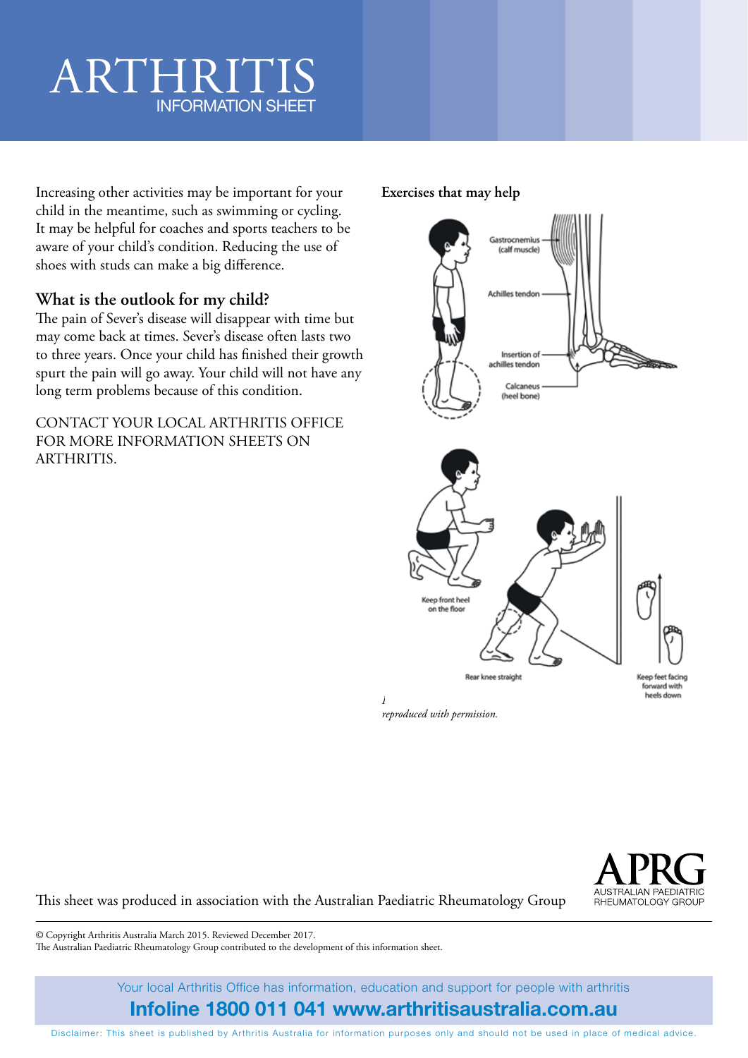# ARTHRITIS
INFORMATION SHEET

Increasing other activities may be important for your child in the meantime, such as swimming or cycling. It may be helpful for coaches and sports teachers to be aware of your child's condition. Reducing the use of shoes with studs can make a big difference.

## What is the outlook for my child?

The pain of Sever's disease will disappear with time but may come back at times. Sever's disease often lasts two to three years. Once your child has finished their growth spurt the pain will go away. Your child will not have any long term problems because of this condition.

CONTACT YOUR LOCAL ARTHRITIS OFFICE FOR MORE INFORMATION SHEETS ON ARTHRITIS.

**Exercises that may help**

Gastrocnemius (calf muscle)

Achilles tendon

Insertion of achilles tendon

Calcaneus (heel bone)

Keep front heel on the floor

Rear knee straight

Keep feet facing forward with heels down

*reproduced with permission.*

This sheet was produced in association with the Australian Paediatric Rheumatology Group

APRG AUSTRALIAN PAEDIATRIC RHEUMATOLOGY GROUP

© Copyright Arthritis Australia March 2015. Reviewed December 2017.
The Australian Paediatric Rheumatology Group contributed to the development of this information sheet.

Your local Arthritis Office has information, education and support for people with arthritis

**Infoline 1800 011 041 www.arthritisaustralia.com.au**

Disclaimer: This sheet is published by Arthritis Australia for information purposes only and should not be used in place of medical advice.